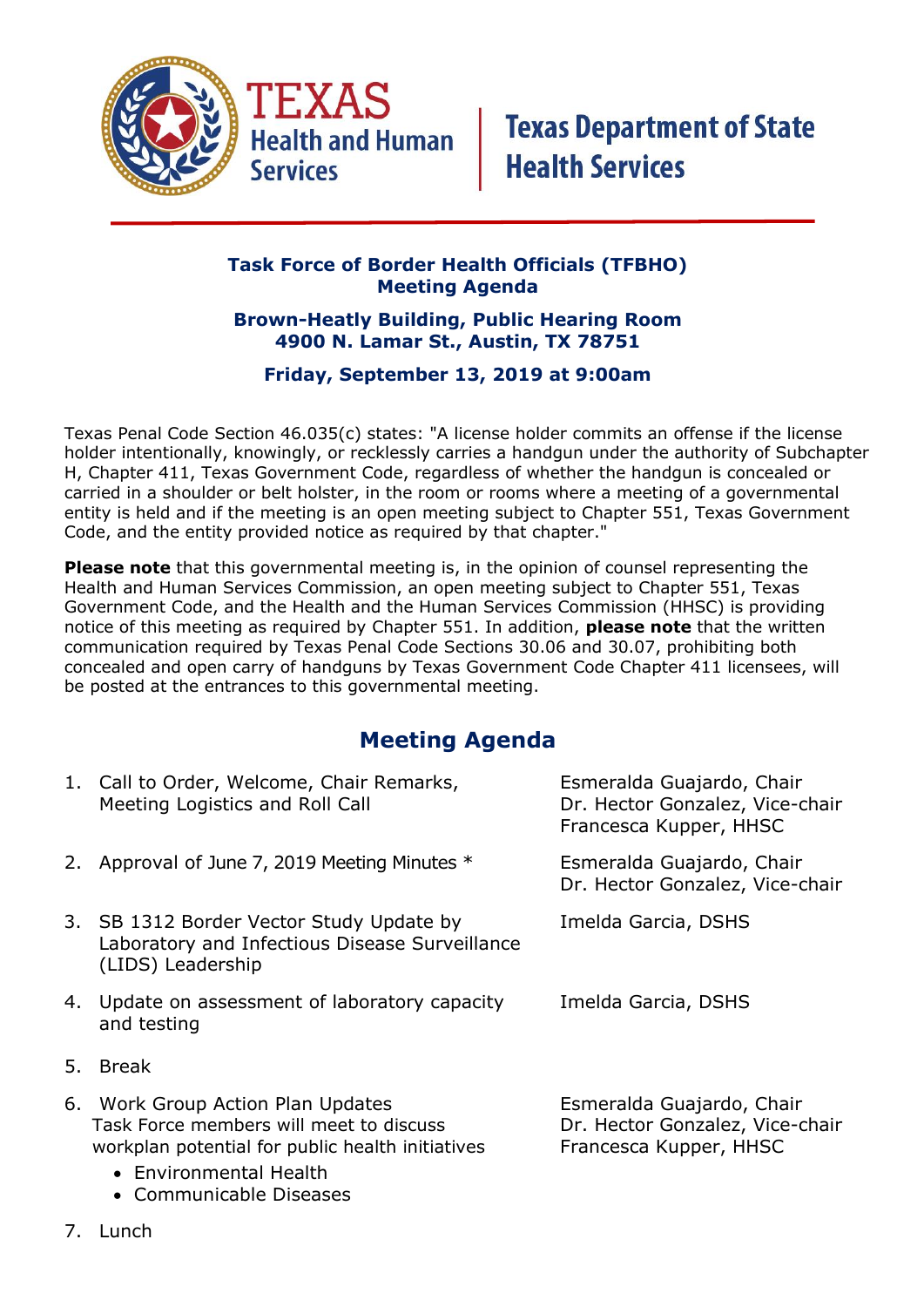TEXAS Health and Human Services | Texas Department of State Health Services

## Task Force of Border Health Officials (TFBHO)
## Meeting Agenda

**Brown-Heatly Building, Public Hearing Room**
**4900 N. Lamar St., Austin, TX 78751**

**Friday, September 13, 2019 at 9:00am**

Texas Penal Code Section 46.035(c) states: "A license holder commits an offense if the license holder intentionally, knowingly, or recklessly carries a handgun under the authority of Subchapter H, Chapter 411, Texas Government Code, regardless of whether the handgun is concealed or carried in a shoulder or belt holster, in the room or rooms where a meeting of a governmental entity is held and if the meeting is an open meeting subject to Chapter 551, Texas Government Code, and the entity provided notice as required by that chapter."

**Please note** that this governmental meeting is, in the opinion of counsel representing the Health and Human Services Commission, an open meeting subject to Chapter 551, Texas Government Code, and the Health and the Human Services Commission (HHSC) is providing notice of this meeting as required by Chapter 551. In addition, **please note** that the written communication required by Texas Penal Code Sections 30.06 and 30.07, prohibiting both concealed and open carry of handguns by Texas Government Code Chapter 411 licensees, will be posted at the entrances to this governmental meeting.

## Meeting Agenda

| Item | Presenter(s) |
|---|---|
| 1. Call to Order, Welcome, Chair Remarks, Meeting Logistics and Roll Call | Esmeralda Guajardo, Chair<br>Dr. Hector Gonzalez, Vice-chair<br>Francesca Kupper, HHSC |
| 2. Approval of June 7, 2019 Meeting Minutes * | Esmeralda Guajardo, Chair<br>Dr. Hector Gonzalez, Vice-chair |
| 3. SB 1312 Border Vector Study Update by Laboratory and Infectious Disease Surveillance (LIDS) Leadership | Imelda Garcia, DSHS |
| 4. Update on assessment of laboratory capacity and testing | Imelda Garcia, DSHS |
| 5. Break | |
| 6. Work Group Action Plan Updates<br>Task Force members will meet to discuss workplan potential for public health initiatives<br>• Environmental Health<br>• Communicable Diseases | Esmeralda Guajardo, Chair<br>Dr. Hector Gonzalez, Vice-chair<br>Francesca Kupper, HHSC |
| 7. Lunch | |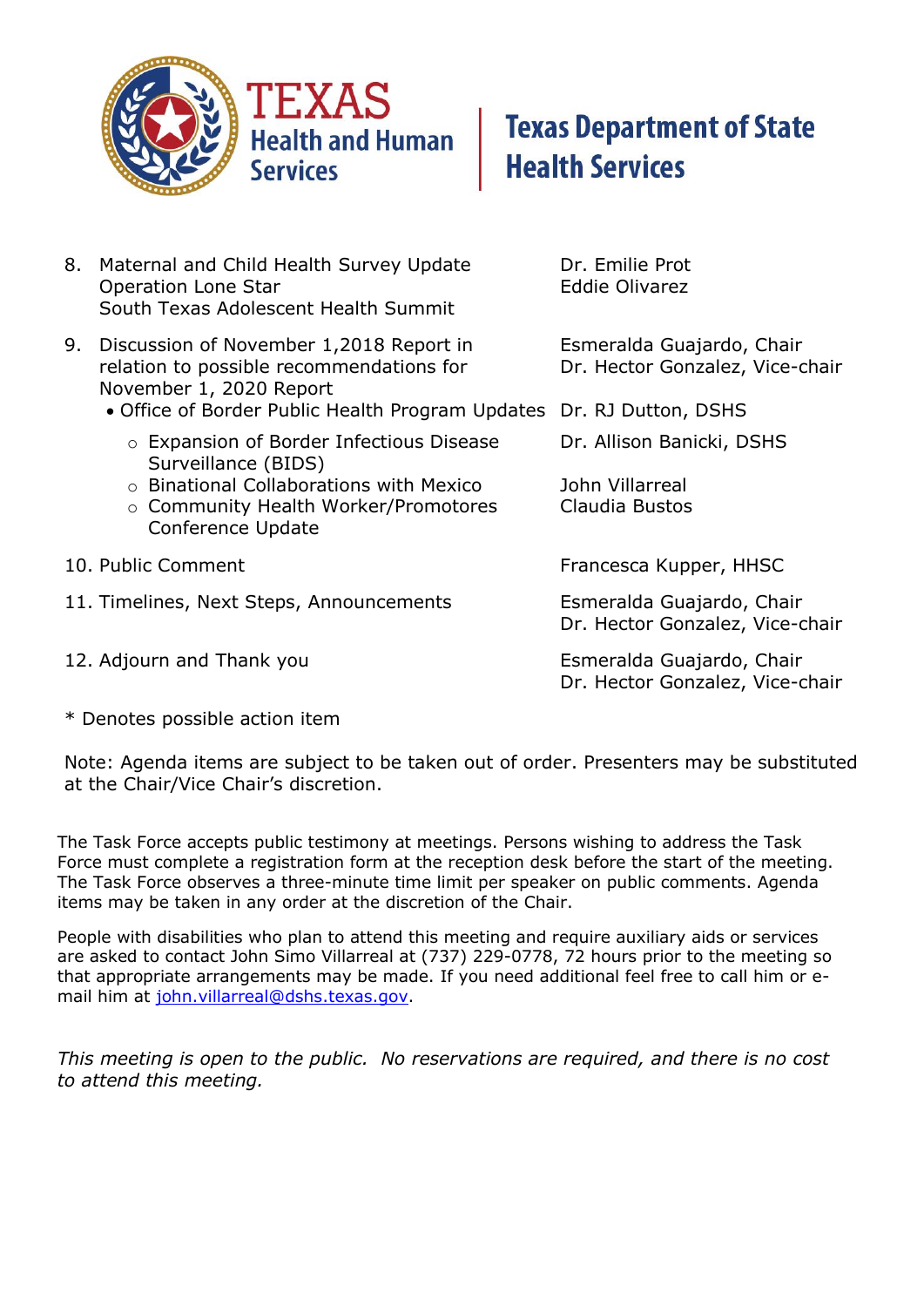**TEXAS Health and Human Services** | **Texas Department of State Health Services**

| | |
|---|---|
| 8. Maternal and Child Health Survey Update<br>Operation Lone Star<br>South Texas Adolescent Health Summit | Dr. Emilie Prot<br>Eddie Olivarez |
| 9. Discussion of November 1,2018 Report in relation to possible recommendations for November 1, 2020 Report | Esmeralda Guajardo, Chair<br>Dr. Hector Gonzalez, Vice-chair |
| • Office of Border Public Health Program Updates | Dr. RJ Dutton, DSHS |
| ○ Expansion of Border Infectious Disease Surveillance (BIDS) | Dr. Allison Banicki, DSHS |
| ○ Binational Collaborations with Mexico | John Villarreal |
| ○ Community Health Worker/Promotores Conference Update | Claudia Bustos |
| 10. Public Comment | Francesca Kupper, HHSC |
| 11. Timelines, Next Steps, Announcements | Esmeralda Guajardo, Chair<br>Dr. Hector Gonzalez, Vice-chair |
| 12. Adjourn and Thank you | Esmeralda Guajardo, Chair<br>Dr. Hector Gonzalez, Vice-chair |

* Denotes possible action item

Note: Agenda items are subject to be taken out of order. Presenters may be substituted at the Chair/Vice Chair's discretion.

The Task Force accepts public testimony at meetings. Persons wishing to address the Task Force must complete a registration form at the reception desk before the start of the meeting. The Task Force observes a three-minute time limit per speaker on public comments. Agenda items may be taken in any order at the discretion of the Chair.

People with disabilities who plan to attend this meeting and require auxiliary aids or services are asked to contact John Simo Villarreal at (737) 229-0778, 72 hours prior to the meeting so that appropriate arrangements may be made. If you need additional feel free to call him or e-mail him at john.villarreal@dshs.texas.gov.

*This meeting is open to the public. No reservations are required, and there is no cost to attend this meeting.*